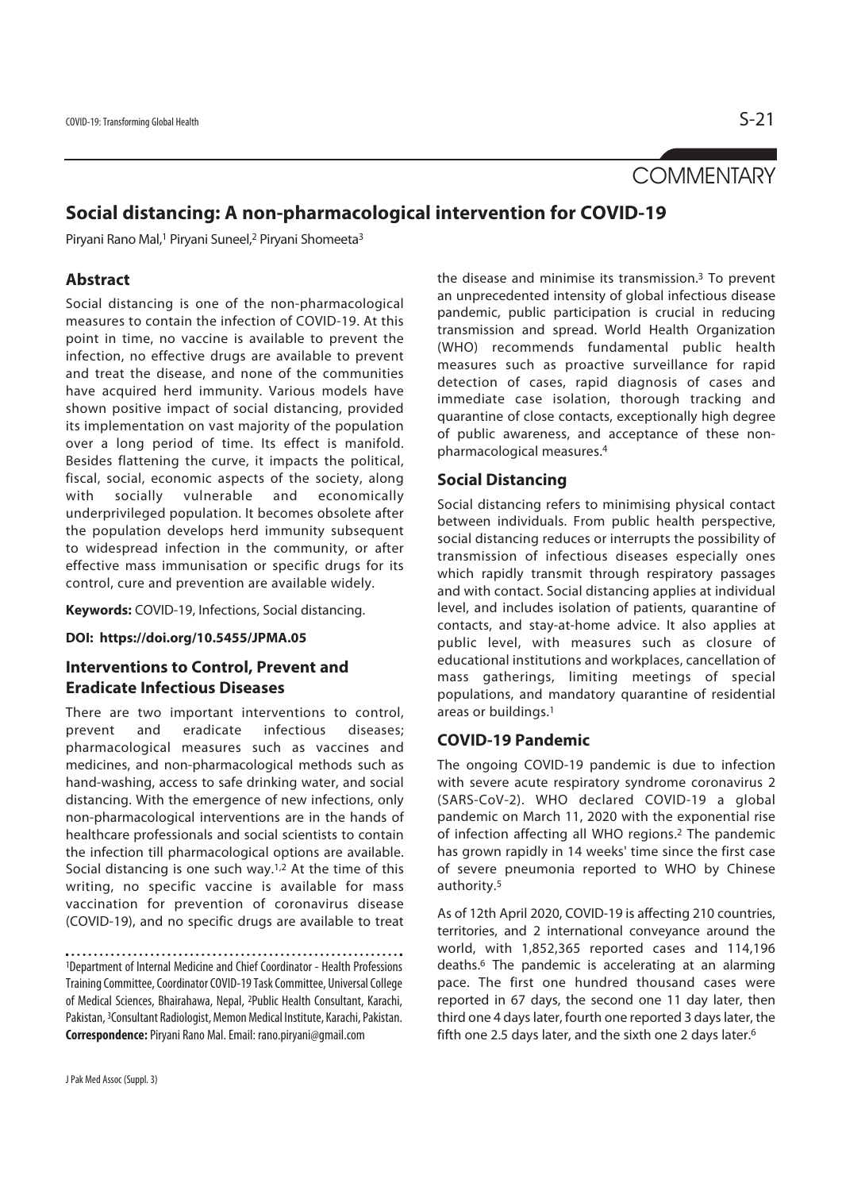COMMENTARY

# Social distancing: A non-pharmacological intervention for COVID-19

Piryani Rano Mal,[1] Piryani Suneel,[2] Piryani Shomeeta[3]

## Abstract

Social distancing is one of the non-pharmacological measures to contain the infection of COVID-19. At this point in time, no vaccine is available to prevent the infection, no effective drugs are available to prevent and treat the disease, and none of the communities have acquired herd immunity. Various models have shown positive impact of social distancing, provided its implementation on vast majority of the population over a long period of time. Its effect is manifold. Besides flattening the curve, it impacts the political, fiscal, social, economic aspects of the society, along with socially vulnerable and economically underprivileged population. It becomes obsolete after the population develops herd immunity subsequent to widespread infection in the community, or after effective mass immunisation or specific drugs for its control, cure and prevention are available widely.

**Keywords:** COVID-19, Infections, Social distancing.

**DOI: https://doi.org/10.5455/JPMA.05**

## Interventions to Control, Prevent and Eradicate Infectious Diseases

There are two important interventions to control, prevent and eradicate infectious diseases; pharmacological measures such as vaccines and medicines, and non-pharmacological methods such as hand-washing, access to safe drinking water, and social distancing. With the emergence of new infections, only non-pharmacological interventions are in the hands of healthcare professionals and social scientists to contain the infection till pharmacological options are available. Social distancing is one such way.[1,2] At the time of this writing, no specific vaccine is available for mass vaccination for prevention of coronavirus disease (COVID-19), and no specific drugs are available to treat the disease and minimise its transmission.[3] To prevent an unprecedented intensity of global infectious disease pandemic, public participation is crucial in reducing transmission and spread. World Health Organization (WHO) recommends fundamental public health measures such as proactive surveillance for rapid detection of cases, rapid diagnosis of cases and immediate case isolation, thorough tracking and quarantine of close contacts, exceptionally high degree of public awareness, and acceptance of these non-pharmacological measures.[4]

## Social Distancing

Social distancing refers to minimising physical contact between individuals. From public health perspective, social distancing reduces or interrupts the possibility of transmission of infectious diseases especially ones which rapidly transmit through respiratory passages and with contact. Social distancing applies at individual level, and includes isolation of patients, quarantine of contacts, and stay-at-home advice. It also applies at public level, with measures such as closure of educational institutions and workplaces, cancellation of mass gatherings, limiting meetings of special populations, and mandatory quarantine of residential areas or buildings.[1]

## COVID-19 Pandemic

The ongoing COVID-19 pandemic is due to infection with severe acute respiratory syndrome coronavirus 2 (SARS-CoV-2). WHO declared COVID-19 a global pandemic on March 11, 2020 with the exponential rise of infection affecting all WHO regions.[2] The pandemic has grown rapidly in 14 weeks' time since the first case of severe pneumonia reported to WHO by Chinese authority.[5]

As of 12th April 2020, COVID-19 is affecting 210 countries, territories, and 2 international conveyance around the world, with 1,852,365 reported cases and 114,196 deaths.[6] The pandemic is accelerating at an alarming pace. The first one hundred thousand cases were reported in 67 days, the second one 11 day later, then third one 4 days later, fourth one reported 3 days later, the fifth one 2.5 days later, and the sixth one 2 days later.[6]

---

[1]Department of Internal Medicine and Chief Coordinator - Health Professions Training Committee, Coordinator COVID-19 Task Committee, Universal College of Medical Sciences, Bhairahawa, Nepal, [2]Public Health Consultant, Karachi, Pakistan, [3]Consultant Radiologist, Memon Medical Institute, Karachi, Pakistan.
**Correspondence:** Piryani Rano Mal. Email: rano.piryani@gmail.com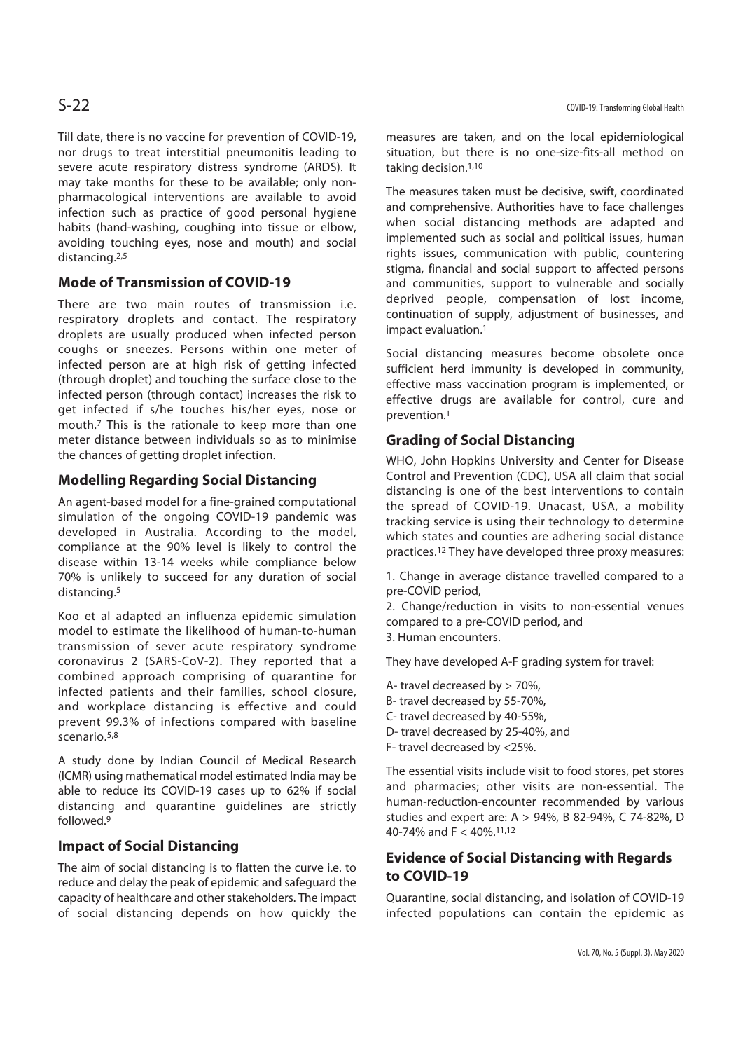Till date, there is no vaccine for prevention of COVID-19, nor drugs to treat interstitial pneumonitis leading to severe acute respiratory distress syndrome (ARDS). It may take months for these to be available; only non-pharmacological interventions are available to avoid infection such as practice of good personal hygiene habits (hand-washing, coughing into tissue or elbow, avoiding touching eyes, nose and mouth) and social distancing.[2,5]

## Mode of Transmission of COVID-19

There are two main routes of transmission i.e. respiratory droplets and contact. The respiratory droplets are usually produced when infected person coughs or sneezes. Persons within one meter of infected person are at high risk of getting infected (through droplet) and touching the surface close to the infected person (through contact) increases the risk to get infected if s/he touches his/her eyes, nose or mouth.[7] This is the rationale to keep more than one meter distance between individuals so as to minimise the chances of getting droplet infection.

## Modelling Regarding Social Distancing

An agent-based model for a fine-grained computational simulation of the ongoing COVID-19 pandemic was developed in Australia. According to the model, compliance at the 90% level is likely to control the disease within 13-14 weeks while compliance below 70% is unlikely to succeed for any duration of social distancing.[5]

Koo et al adapted an influenza epidemic simulation model to estimate the likelihood of human-to-human transmission of sever acute respiratory syndrome coronavirus 2 (SARS-CoV-2). They reported that a combined approach comprising of quarantine for infected patients and their families, school closure, and workplace distancing is effective and could prevent 99.3% of infections compared with baseline scenario.[5,8]

A study done by Indian Council of Medical Research (ICMR) using mathematical model estimated India may be able to reduce its COVID-19 cases up to 62% if social distancing and quarantine guidelines are strictly followed.[9]

## Impact of Social Distancing

The aim of social distancing is to flatten the curve i.e. to reduce and delay the peak of epidemic and safeguard the capacity of healthcare and other stakeholders. The impact of social distancing depends on how quickly the measures are taken, and on the local epidemiological situation, but there is no one-size-fits-all method on taking decision.[1,10]

The measures taken must be decisive, swift, coordinated and comprehensive. Authorities have to face challenges when social distancing methods are adapted and implemented such as social and political issues, human rights issues, communication with public, countering stigma, financial and social support to affected persons and communities, support to vulnerable and socially deprived people, compensation of lost income, continuation of supply, adjustment of businesses, and impact evaluation.[1]

Social distancing measures become obsolete once sufficient herd immunity is developed in community, effective mass vaccination program is implemented, or effective drugs are available for control, cure and prevention.[1]

## Grading of Social Distancing

WHO, John Hopkins University and Center for Disease Control and Prevention (CDC), USA all claim that social distancing is one of the best interventions to contain the spread of COVID-19. Unacast, USA, a mobility tracking service is using their technology to determine which states and counties are adhering social distance practices.[12] They have developed three proxy measures:

1. Change in average distance travelled compared to a pre-COVID period,
2. Change/reduction in visits to non-essential venues compared to a pre-COVID period, and
3. Human encounters.

They have developed A-F grading system for travel:

- A- travel decreased by > 70%,
- B- travel decreased by 55-70%,
- C- travel decreased by 40-55%,
- D- travel decreased by 25-40%, and
- F- travel decreased by <25%.

The essential visits include visit to food stores, pet stores and pharmacies; other visits are non-essential. The human-reduction-encounter recommended by various studies and expert are: A > 94%, B 82-94%, C 74-82%, D 40-74% and F < 40%.[11,12]

## Evidence of Social Distancing with Regards to COVID-19

Quarantine, social distancing, and isolation of COVID-19 infected populations can contain the epidemic as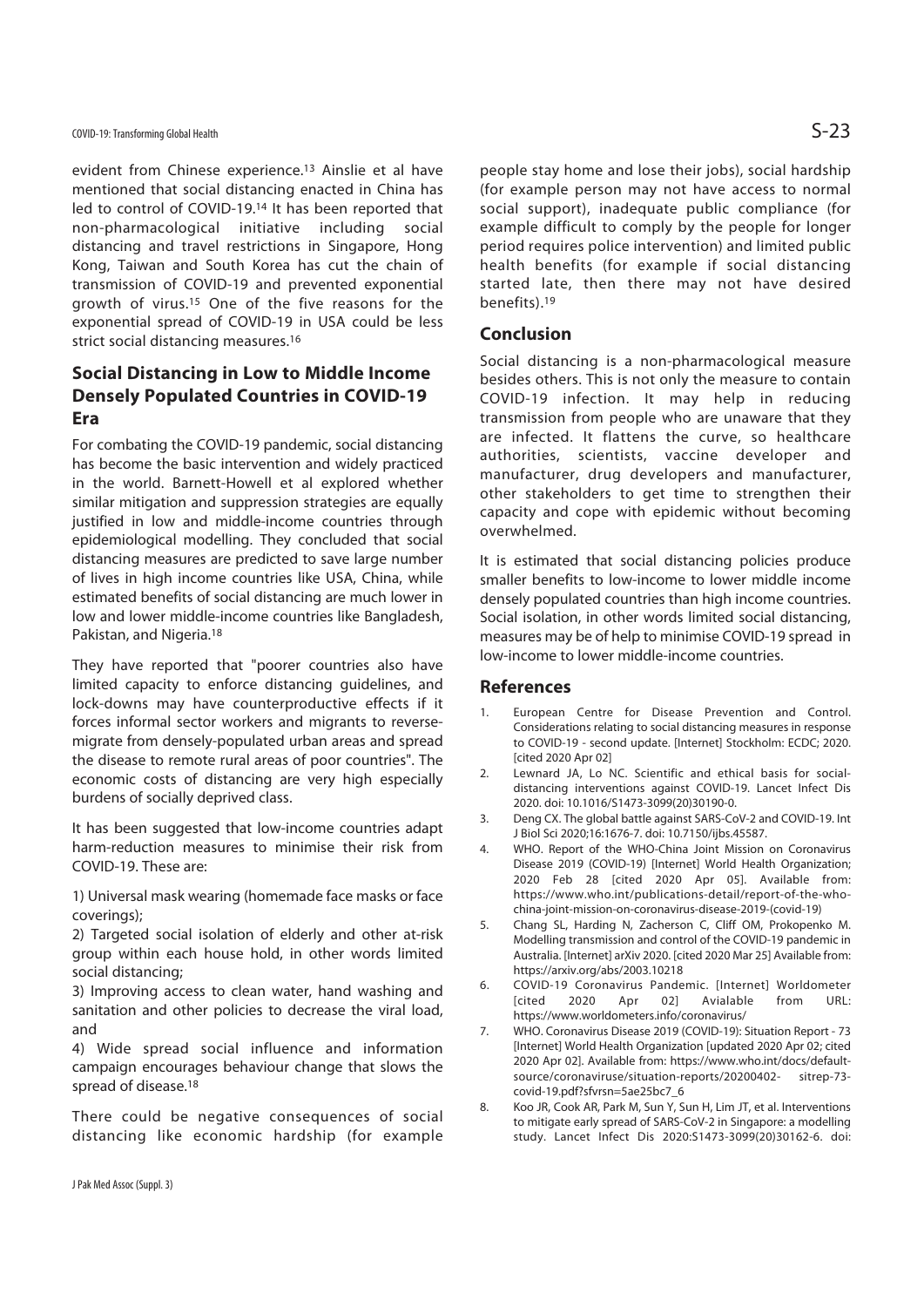evident from Chinese experience.[13] Ainslie et al have mentioned that social distancing enacted in China has led to control of COVID-19.[14] It has been reported that non-pharmacological initiative including social distancing and travel restrictions in Singapore, Hong Kong, Taiwan and South Korea has cut the chain of transmission of COVID-19 and prevented exponential growth of virus.[15] One of the five reasons for the exponential spread of COVID-19 in USA could be less strict social distancing measures.[16]

## Social Distancing in Low to Middle Income Densely Populated Countries in COVID-19 Era

For combating the COVID-19 pandemic, social distancing has become the basic intervention and widely practiced in the world. Barnett-Howell et al explored whether similar mitigation and suppression strategies are equally justified in low and middle-income countries through epidemiological modelling. They concluded that social distancing measures are predicted to save large number of lives in high income countries like USA, China, while estimated benefits of social distancing are much lower in low and lower middle-income countries like Bangladesh, Pakistan, and Nigeria.[18]

They have reported that "poorer countries also have limited capacity to enforce distancing guidelines, and lock-downs may have counterproductive effects if it forces informal sector workers and migrants to reverse-migrate from densely-populated urban areas and spread the disease to remote rural areas of poor countries". The economic costs of distancing are very high especially burdens of socially deprived class.

It has been suggested that low-income countries adapt harm-reduction measures to minimise their risk from COVID-19. These are:

1) Universal mask wearing (homemade face masks or face coverings);

2) Targeted social isolation of elderly and other at-risk group within each house hold, in other words limited social distancing;

3) Improving access to clean water, hand washing and sanitation and other policies to decrease the viral load, and

4) Wide spread social influence and information campaign encourages behaviour change that slows the spread of disease.[18]

There could be negative consequences of social distancing like economic hardship (for example people stay home and lose their jobs), social hardship (for example person may not have access to normal social support), inadequate public compliance (for example difficult to comply by the people for longer period requires police intervention) and limited public health benefits (for example if social distancing started late, then there may not have desired benefits).[19]

## Conclusion

Social distancing is a non-pharmacological measure besides others. This is not only the measure to contain COVID-19 infection. It may help in reducing transmission from people who are unaware that they are infected. It flattens the curve, so healthcare authorities, scientists, vaccine developer and manufacturer, drug developers and manufacturer, other stakeholders to get time to strengthen their capacity and cope with epidemic without becoming overwhelmed.

It is estimated that social distancing policies produce smaller benefits to low-income to lower middle income densely populated countries than high income countries. Social isolation, in other words limited social distancing, measures may be of help to minimise COVID-19 spread in low-income to lower middle-income countries.

## References

1. European Centre for Disease Prevention and Control. Considerations relating to social distancing measures in response to COVID-19 - second update. [Internet] Stockholm: ECDC; 2020. [cited 2020 Apr 02]
2. Lewnard JA, Lo NC. Scientific and ethical basis for social-distancing interventions against COVID-19. Lancet Infect Dis 2020. doi: 10.1016/S1473-3099(20)30190-0.
3. Deng CX. The global battle against SARS-CoV-2 and COVID-19. Int J Biol Sci 2020;16:1676-7. doi: 10.7150/ijbs.45587.
4. WHO. Report of the WHO-China Joint Mission on Coronavirus Disease 2019 (COVID-19) [Internet] World Health Organization; 2020 Feb 28 [cited 2020 Apr 05]. Available from: https://www.who.int/publications-detail/report-of-the-who-china-joint-mission-on-coronavirus-disease-2019-(covid-19)
5. Chang SL, Harding N, Zacherson C, Cliff OM, Prokopenko M. Modelling transmission and control of the COVID-19 pandemic in Australia. [Internet] arXiv 2020. [cited 2020 Mar 25] Available from: https://arxiv.org/abs/2003.10218
6. COVID-19 Coronavirus Pandemic. [Internet] Worldometer [cited 2020 Apr 02] Avialable from URL: https://www.worldometers.info/coronavirus/
7. WHO. Coronavirus Disease 2019 (COVID-19): Situation Report - 73 [Internet] World Health Organization [updated 2020 Apr 02; cited 2020 Apr 02]. Available from: https://www.who.int/docs/default-source/coronaviruse/situation-reports/20200402- sitrep-73-covid-19.pdf?sfvrsn=5ae25bc7_6
8. Koo JR, Cook AR, Park M, Sun Y, Sun H, Lim JT, et al. Interventions to mitigate early spread of SARS-CoV-2 in Singapore: a modelling study. Lancet Infect Dis 2020:S1473-3099(20)30162-6. doi: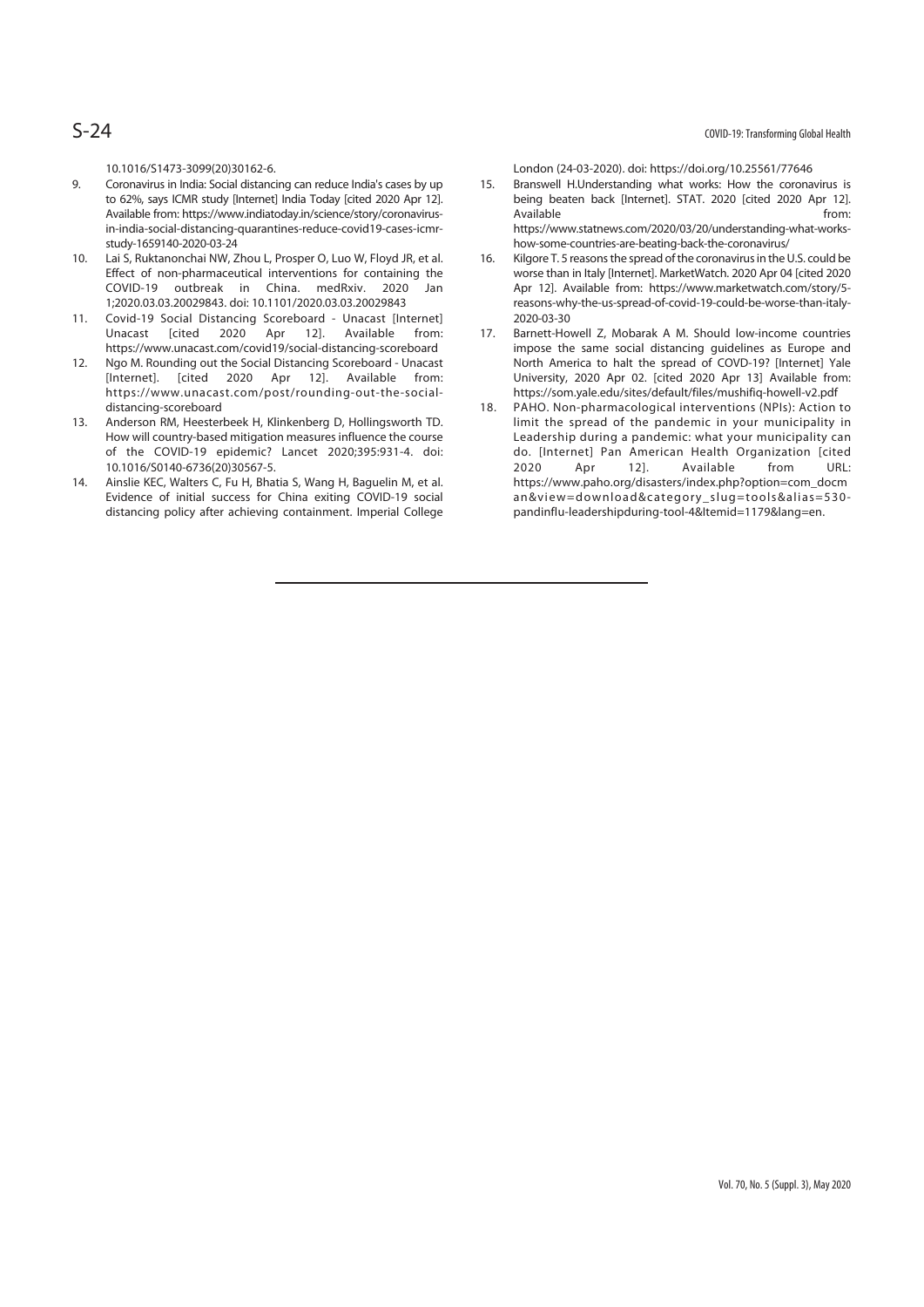10.1016/S1473-3099(20)30162-6.

9. Coronavirus in India: Social distancing can reduce India's cases by up to 62%, says ICMR study [Internet] India Today [cited 2020 Apr 12]. Available from: https://www.indiatoday.in/science/story/coronavirus-in-india-social-distancing-quarantines-reduce-covid19-cases-icmr-study-1659140-2020-03-24
10. Lai S, Ruktanonchai NW, Zhou L, Prosper O, Luo W, Floyd JR, et al. Effect of non-pharmaceutical interventions for containing the COVID-19 outbreak in China. medRxiv. 2020 Jan 1;2020.03.03.20029843. doi: 10.1101/2020.03.03.20029843
11. Covid-19 Social Distancing Scoreboard - Unacast [Internet] Unacast [cited 2020 Apr 12]. Available from: https://www.unacast.com/covid19/social-distancing-scoreboard
12. Ngo M. Rounding out the Social Distancing Scoreboard - Unacast [Internet]. [cited 2020 Apr 12]. Available from: https://www.unacast.com/post/rounding-out-the-social-distancing-scoreboard
13. Anderson RM, Heesterbeek H, Klinkenberg D, Hollingsworth TD. How will country-based mitigation measures influence the course of the COVID-19 epidemic? Lancet 2020;395:931-4. doi: 10.1016/S0140-6736(20)30567-5.
14. Ainslie KEC, Walters C, Fu H, Bhatia S, Wang H, Baguelin M, et al. Evidence of initial success for China exiting COVID-19 social distancing policy after achieving containment. Imperial College London (24-03-2020). doi: https://doi.org/10.25561/77646
15. Branswell H.Understanding what works: How the coronavirus is being beaten back [Internet]. STAT. 2020 [cited 2020 Apr 12]. Available from: https://www.statnews.com/2020/03/20/understanding-what-works-how-some-countries-are-beating-back-the-coronavirus/
16. Kilgore T. 5 reasons the spread of the coronavirus in the U.S. could be worse than in Italy [Internet]. MarketWatch. 2020 Apr 04 [cited 2020 Apr 12]. Available from: https://www.marketwatch.com/story/5-reasons-why-the-us-spread-of-covid-19-could-be-worse-than-italy-2020-03-30
17. Barnett-Howell Z, Mobarak A M. Should low-income countries impose the same social distancing guidelines as Europe and North America to halt the spread of COVD-19? [Internet] Yale University, 2020 Apr 02. [cited 2020 Apr 13] Available from: https://som.yale.edu/sites/default/files/mushifiq-howell-v2.pdf
18. PAHO. Non-pharmacological interventions (NPIs): Action to limit the spread of the pandemic in your municipality in Leadership during a pandemic: what your municipality can do. [Internet] Pan American Health Organization [cited 2020 Apr 12]. Available from URL: https://www.paho.org/disasters/index.php?option=com_docman&view=download&category_slug=tools&alias=530-pandinflu-leadershipduring-tool-4&Itemid=1179&lang=en.